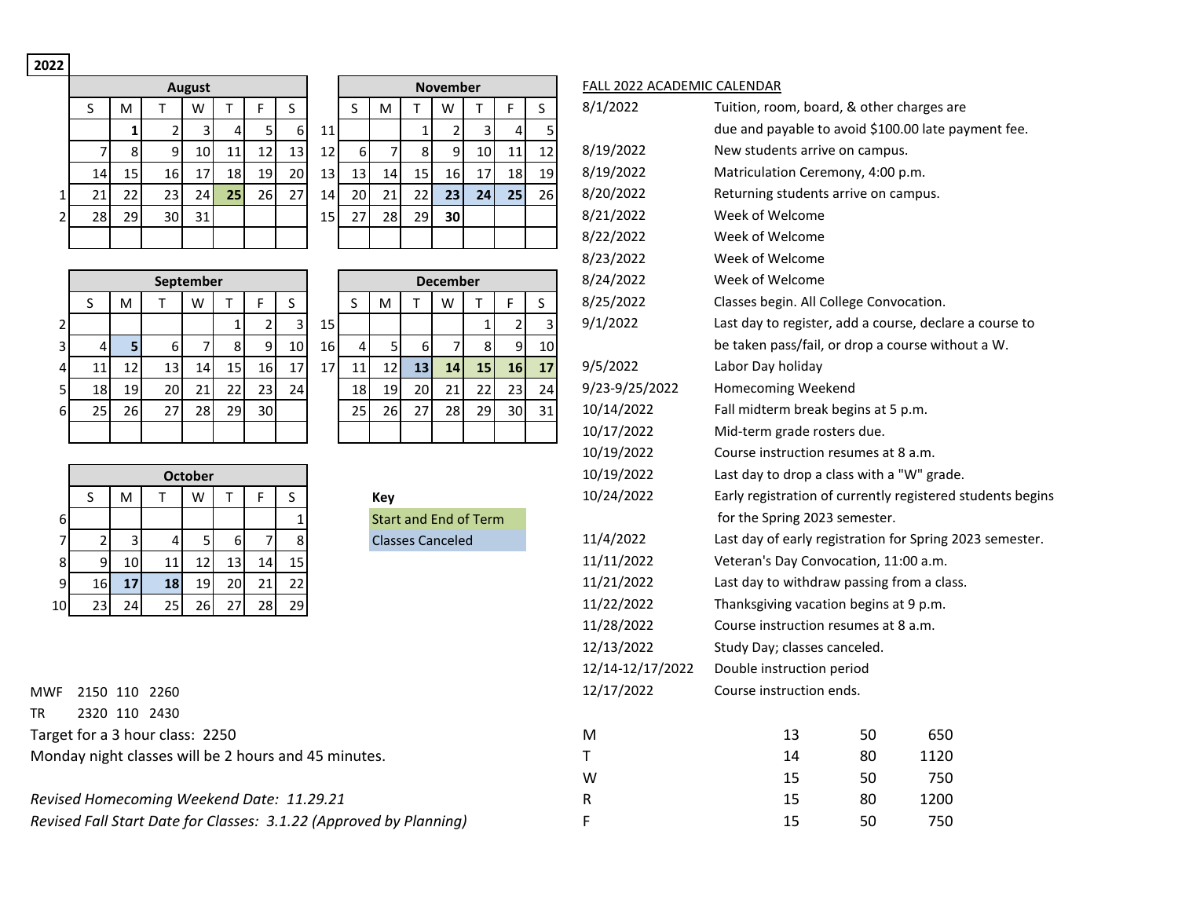**2022**

### August

| | S | M | T | W | T | F | S |
|---|---|---|---|---|---|---|---|
| | | **1** | 2 | 3 | 4 | 5 | 6 |
| | 7 | 8 | 9 | 10 | 11 | 12 | 13 |
| | 14 | 15 | 16 | 17 | 18 | 19 | 20 |
| 1 | 21 | 22 | 23 | 24 | **25** | 26 | 27 |
| 2 | 28 | 29 | 30 | 31 | | | |

### November

| | S | M | T | W | T | F | S |
|---|---|---|---|---|---|---|---|
| 11 | | | 1 | 2 | 3 | 4 | 5 |
| 12 | 6 | 7 | 8 | 9 | 10 | 11 | 12 |
| 13 | 13 | 14 | 15 | 16 | 17 | 18 | 19 |
| 14 | 20 | 21 | 22 | **23** | **24** | **25** | 26 |
| 15 | 27 | 28 | 29 | **30** | | | |

### September

| | S | M | T | W | T | F | S |
|---|---|---|---|---|---|---|---|
| 2 | | | | | 1 | 2 | 3 |
| 3 | 4 | **5** | 6 | 7 | 8 | 9 | 10 |
| 4 | 11 | 12 | 13 | 14 | 15 | 16 | 17 |
| 5 | 18 | 19 | 20 | 21 | 22 | 23 | 24 |
| 6 | 25 | 26 | 27 | 28 | 29 | 30 | |

### December

| | S | M | T | W | T | F | S |
|---|---|---|---|---|---|---|---|
| 15 | | | | | 1 | 2 | 3 |
| 16 | 4 | 5 | 6 | 7 | 8 | 9 | 10 |
| 17 | 11 | 12 | **13** | **14** | **15** | **16** | **17** |
| | 18 | 19 | 20 | 21 | 22 | 23 | 24 |
| | 25 | 26 | 27 | 28 | 29 | 30 | 31 |

### October

| | S | M | T | W | T | F | S |
|---|---|---|---|---|---|---|---|
| 6 | | | | | | | 1 |
| 7 | 2 | 3 | 4 | 5 | 6 | 7 | 8 |
| 8 | 9 | 10 | 11 | 12 | 13 | 14 | 15 |
| 9 | 16 | **17** | **18** | 19 | 20 | 21 | 22 |
| 10 | 23 | 24 | 25 | 26 | 27 | 28 | 29 |

**Key**

- Start and End of Term
- Classes Canceled

## FALL 2022 ACADEMIC CALENDAR

| Date | Event |
|---|---|
| 8/1/2022 | Tuition, room, board, & other charges are due and payable to avoid $100.00 late payment fee. |
| 8/19/2022 | New students arrive on campus. |
| 8/19/2022 | Matriculation Ceremony, 4:00 p.m. |
| 8/20/2022 | Returning students arrive on campus. |
| 8/21/2022 | Week of Welcome |
| 8/22/2022 | Week of Welcome |
| 8/23/2022 | Week of Welcome |
| 8/24/2022 | Week of Welcome |
| 8/25/2022 | Classes begin. All College Convocation. |
| 9/1/2022 | Last day to register, add a course, declare a course to be taken pass/fail, or drop a course without a W. |
| 9/5/2022 | Labor Day holiday |
| 9/23-9/25/2022 | Homecoming Weekend |
| 10/14/2022 | Fall midterm break begins at 5 p.m. |
| 10/17/2022 | Mid-term grade rosters due. |
| 10/19/2022 | Course instruction resumes at 8 a.m. |
| 10/19/2022 | Last day to drop a class with a "W" grade. |
| 10/24/2022 | Early registration of currently registered students begins for the Spring 2023 semester. |
| 11/4/2022 | Last day of early registration for Spring 2023 semester. |
| 11/11/2022 | Veteran's Day Convocation, 11:00 a.m. |
| 11/21/2022 | Last day to withdraw passing from a class. |
| 11/22/2022 | Thanksgiving vacation begins at 9 p.m. |
| 11/28/2022 | Course instruction resumes at 8 a.m. |
| 12/13/2022 | Study Day; classes canceled. |
| 12/14-12/17/2022 | Double instruction period |
| 12/17/2022 | Course instruction ends. |

| | | | |
|---|---|---|---|
| MWF | 2150 | 110 | 2260 |
| TR | 2320 | 110 | 2430 |

Target for a 3 hour class: 2250

Monday night classes will be 2 hours and 45 minutes.

| | | | |
|---|---|---|---|
| M | 13 | 50 | 650 |
| T | 14 | 80 | 1120 |
| W | 15 | 50 | 750 |
| R | 15 | 80 | 1200 |
| F | 15 | 50 | 750 |

*Revised Homecoming Weekend Date: 11.29.21*

*Revised Fall Start Date for Classes: 3.1.22 (Approved by Planning)*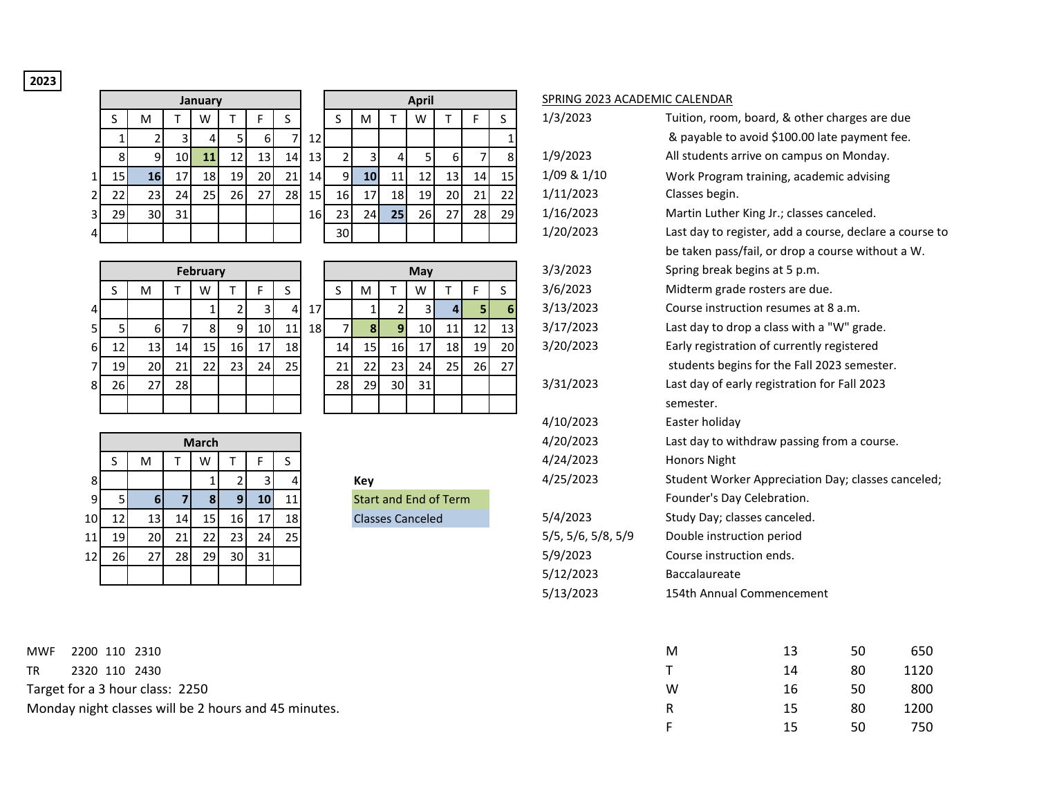**2023**

| | January | | | | | | |
|---|---|---|---|---|---|---|---|
| | S | M | T | W | T | F | S |
| | 1 | 2 | 3 | 4 | 5 | 6 | 7 |
| | 8 | 9 | 10 | **11** | 12 | 13 | 14 |
| 1 | 15 | **16** | 17 | 18 | 19 | 20 | 21 |
| 2 | 22 | 23 | 24 | 25 | 26 | 27 | 28 |
| 3 | 29 | 30 | 31 | | | | |
| 4 | | | | | | | |

| | February | | | | | | |
|---|---|---|---|---|---|---|---|
| | S | M | T | W | T | F | S |
| 4 | | | | 1 | 2 | 3 | 4 |
| 5 | 5 | 6 | 7 | 8 | 9 | 10 | 11 |
| 6 | 12 | 13 | 14 | 15 | 16 | 17 | 18 |
| 7 | 19 | 20 | 21 | 22 | 23 | 24 | 25 |
| 8 | 26 | 27 | 28 | | | | |
| | | | | | | | |

| | March | | | | | | |
|---|---|---|---|---|---|---|---|
| | S | M | T | W | T | F | S |
| 8 | | | | 1 | 2 | 3 | 4 |
| 9 | 5 | **6** | **7** | **8** | **9** | **10** | 11 |
| 10 | 12 | 13 | 14 | 15 | 16 | 17 | 18 |
| 11 | 19 | 20 | 21 | 22 | 23 | 24 | 25 |
| 12 | 26 | 27 | 28 | 29 | 30 | 31 | |
| | | | | | | | |

| | April | | | | | | |
|---|---|---|---|---|---|---|---|
| | S | M | T | W | T | F | S |
| 12 | | | | | | | 1 |
| 13 | 2 | 3 | 4 | 5 | 6 | 7 | 8 |
| 14 | 9 | **10** | 11 | 12 | 13 | 14 | 15 |
| 15 | 16 | 17 | 18 | 19 | 20 | 21 | 22 |
| 16 | 23 | 24 | **25** | 26 | 27 | 28 | 29 |
| | 30 | | | | | | |

| | May | | | | | | |
|---|---|---|---|---|---|---|---|
| | S | M | T | W | T | F | S |
| 17 | | 1 | 2 | 3 | **4** | **5** | **6** |
| 18 | 7 | **8** | **9** | 10 | 11 | 12 | 13 |
| | 14 | 15 | 16 | 17 | 18 | 19 | 20 |
| | 21 | 22 | 23 | 24 | 25 | 26 | 27 |
| | 28 | 29 | 30 | 31 | | | |
| | | | | | | | |

**Key**

- Start and End of Term
- Classes Canceled

SPRING 2023 ACADEMIC CALENDAR

| | |
|---|---|
| 1/3/2023 | Tuition, room, board, & other charges are due & payable to avoid $100.00 late payment fee. |
| 1/9/2023 | All students arrive on campus on Monday. |
| 1/09 & 1/10 | Work Program training, academic advising |
| 1/11/2023 | Classes begin. |
| 1/16/2023 | Martin Luther King Jr.; classes canceled. |
| 1/20/2023 | Last day to register, add a course, declare a course to be taken pass/fail, or drop a course without a W. |
| 3/3/2023 | Spring break begins at 5 p.m. |
| 3/6/2023 | Midterm grade rosters are due. |
| 3/13/2023 | Course instruction resumes at 8 a.m. |
| 3/17/2023 | Last day to drop a class with a "W" grade. |
| 3/20/2023 | Early registration of currently registered students begins for the Fall 2023 semester. |
| 3/31/2023 | Last day of early registration for Fall 2023 semester. |
| 4/10/2023 | Easter holiday |
| 4/20/2023 | Last day to withdraw passing from a course. |
| 4/24/2023 | Honors Night |
| 4/25/2023 | Student Worker Appreciation Day; classes canceled; Founder's Day Celebration. |
| 5/4/2023 | Study Day; classes canceled. |
| 5/5, 5/6, 5/8, 5/9 | Double instruction period |
| 5/9/2023 | Course instruction ends. |
| 5/12/2023 | Baccalaureate |
| 5/13/2023 | 154th Annual Commencement |

| | | | |
|---|---|---|---|
| MWF | 2200 | 110 | 2310 |
| TR | 2320 | 110 | 2430 |

Target for a 3 hour class: 2250

Monday night classes will be 2 hours and 45 minutes.

| | | | |
|---|---|---|---|
| M | 13 | 50 | 650 |
| T | 14 | 80 | 1120 |
| W | 16 | 50 | 800 |
| R | 15 | 80 | 1200 |
| F | 15 | 50 | 750 |